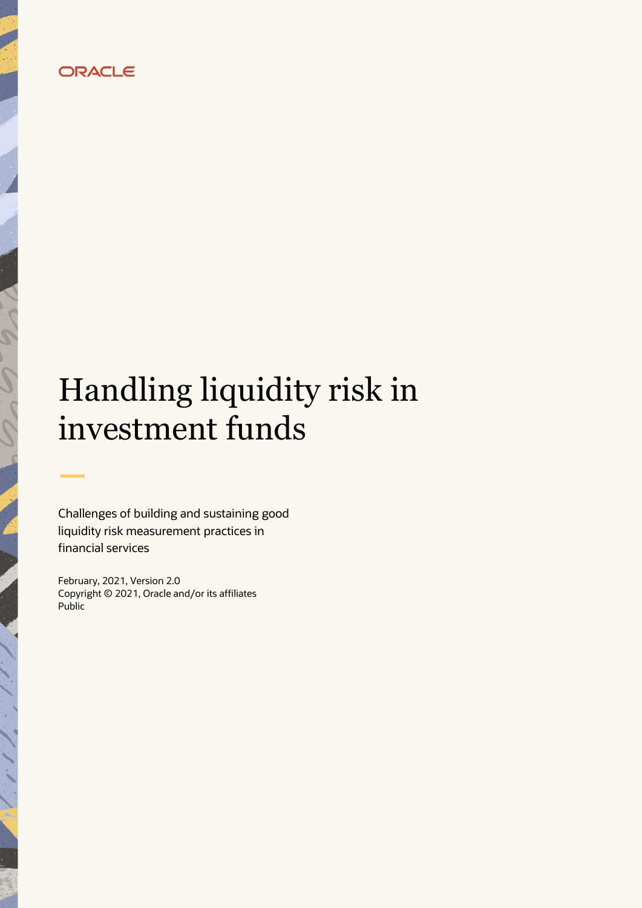ORACLE

# Handling liquidity risk in investment funds

Challenges of building and sustaining good liquidity risk measurement practices in financial services

February, 2021, Version 2.0
Copyright © 2021, Oracle and/or its affiliates
Public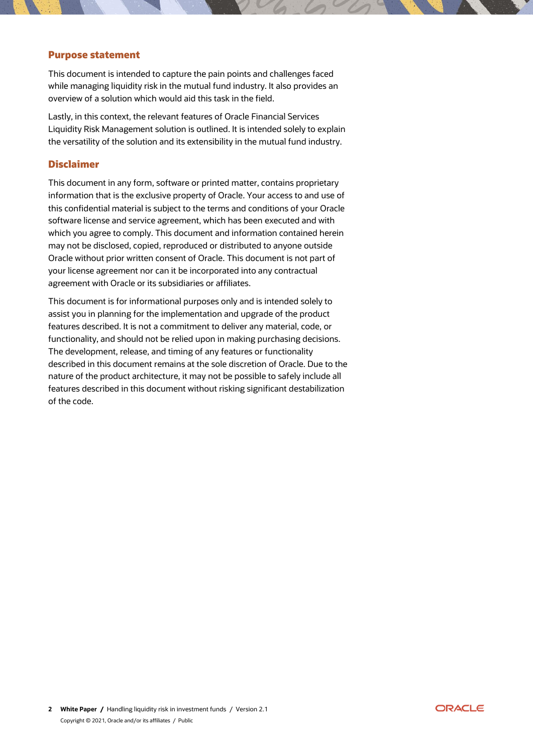## Purpose statement

This document is intended to capture the pain points and challenges faced while managing liquidity risk in the mutual fund industry. It also provides an overview of a solution which would aid this task in the field.

Lastly, in this context, the relevant features of Oracle Financial Services Liquidity Risk Management solution is outlined. It is intended solely to explain the versatility of the solution and its extensibility in the mutual fund industry.

## Disclaimer

This document in any form, software or printed matter, contains proprietary information that is the exclusive property of Oracle. Your access to and use of this confidential material is subject to the terms and conditions of your Oracle software license and service agreement, which has been executed and with which you agree to comply. This document and information contained herein may not be disclosed, copied, reproduced or distributed to anyone outside Oracle without prior written consent of Oracle. This document is not part of your license agreement nor can it be incorporated into any contractual agreement with Oracle or its subsidiaries or affiliates.

This document is for informational purposes only and is intended solely to assist you in planning for the implementation and upgrade of the product features described. It is not a commitment to deliver any material, code, or functionality, and should not be relied upon in making purchasing decisions. The development, release, and timing of any features or functionality described in this document remains at the sole discretion of Oracle. Due to the nature of the product architecture, it may not be possible to safely include all features described in this document without risking significant destabilization of the code.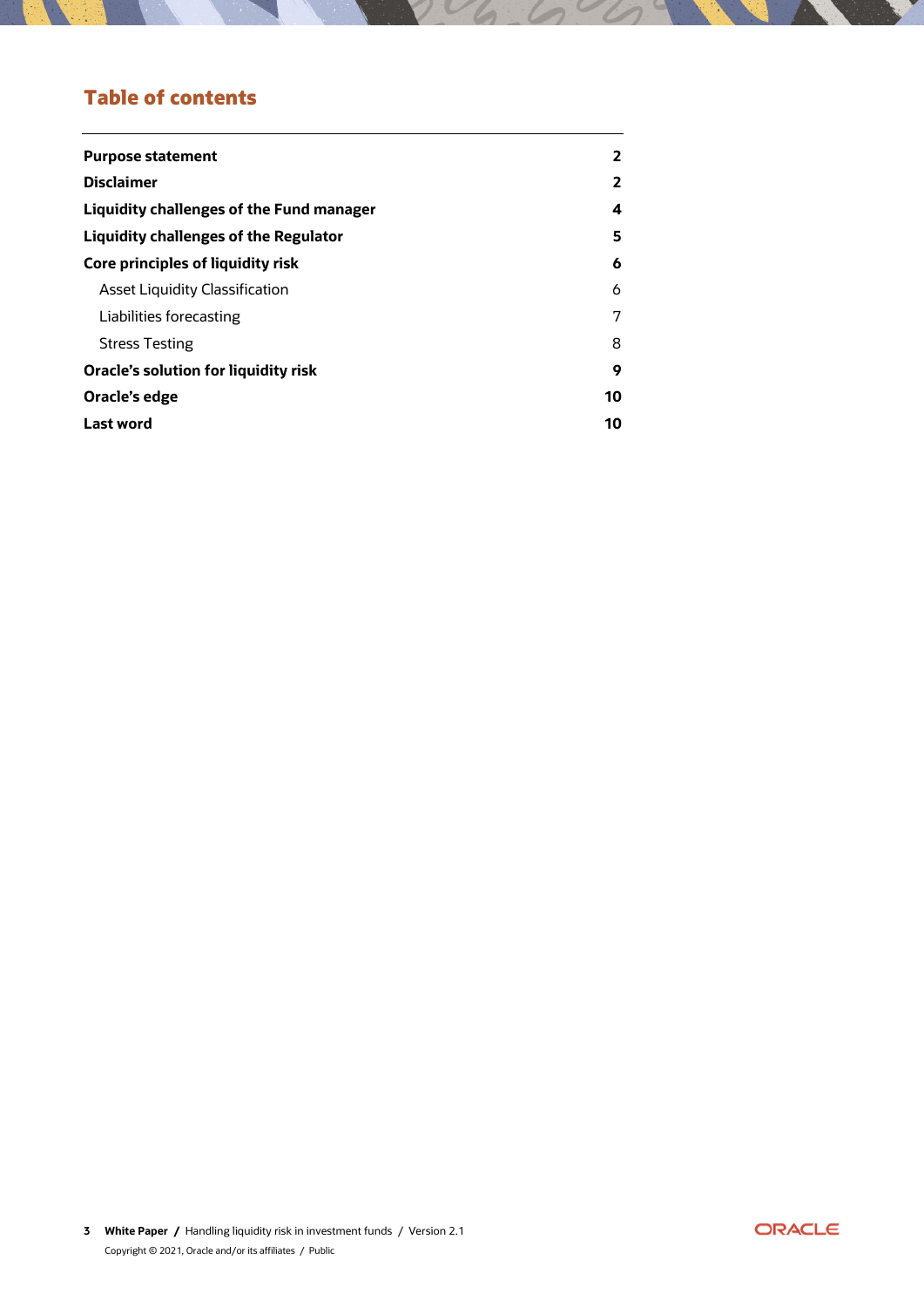## Table of contents

| | |
|---|---|
| **Purpose statement** | **2** |
| **Disclaimer** | **2** |
| **Liquidity challenges of the Fund manager** | **4** |
| **Liquidity challenges of the Regulator** | **5** |
| **Core principles of liquidity risk** | **6** |
| Asset Liquidity Classification | 6 |
| Liabilities forecasting | 7 |
| Stress Testing | 8 |
| **Oracle's solution for liquidity risk** | **9** |
| **Oracle's edge** | **10** |
| **Last word** | **10** |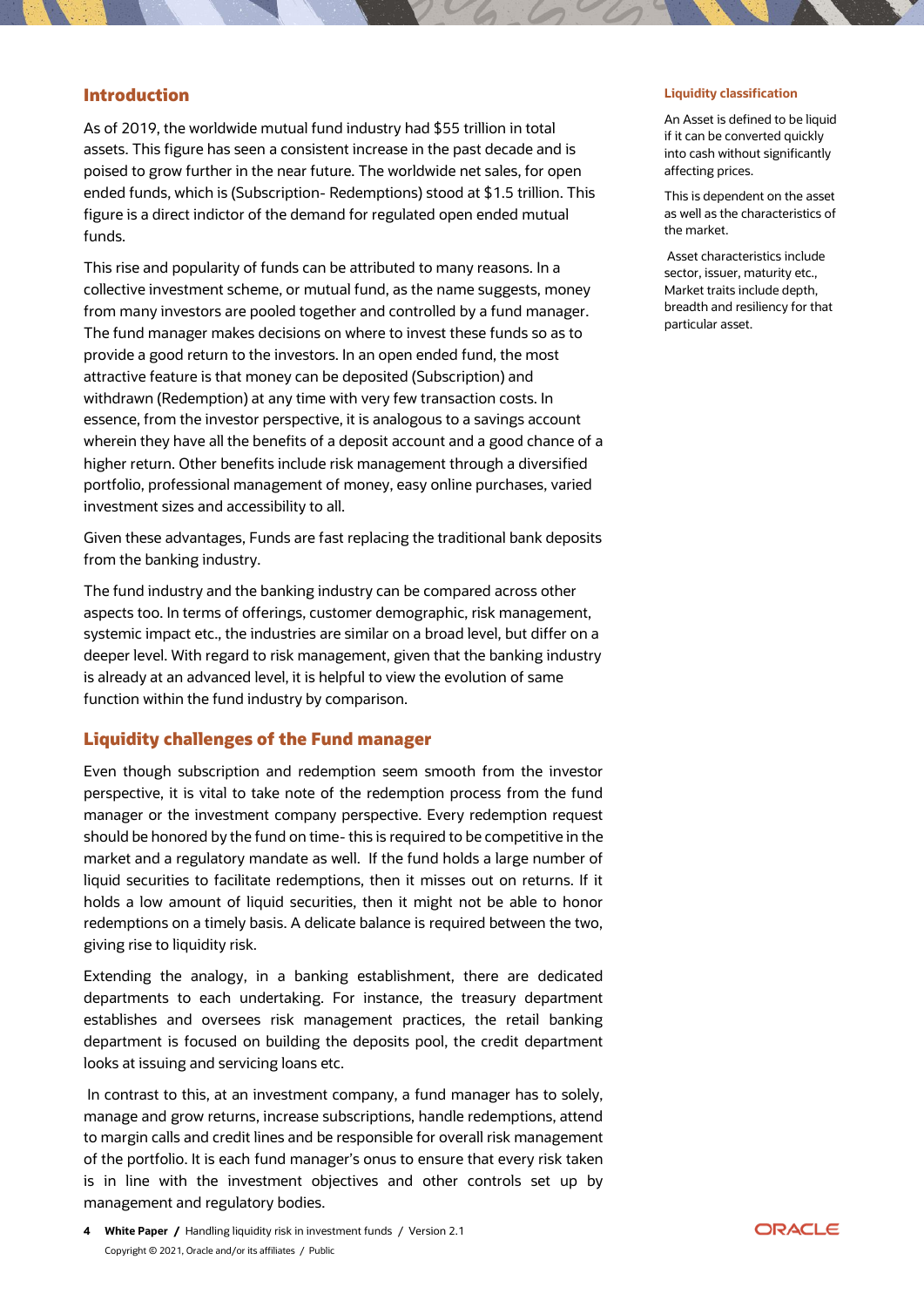## Introduction

As of 2019, the worldwide mutual fund industry had $55 trillion in total assets. This figure has seen a consistent increase in the past decade and is poised to grow further in the near future. The worldwide net sales, for open ended funds, which is (Subscription- Redemptions) stood at $1.5 trillion. This figure is a direct indictor of the demand for regulated open ended mutual funds.

This rise and popularity of funds can be attributed to many reasons. In a collective investment scheme, or mutual fund, as the name suggests, money from many investors are pooled together and controlled by a fund manager. The fund manager makes decisions on where to invest these funds so as to provide a good return to the investors. In an open ended fund, the most attractive feature is that money can be deposited (Subscription) and withdrawn (Redemption) at any time with very few transaction costs. In essence, from the investor perspective, it is analogous to a savings account wherein they have all the benefits of a deposit account and a good chance of a higher return. Other benefits include risk management through a diversified portfolio, professional management of money, easy online purchases, varied investment sizes and accessibility to all.

Given these advantages, Funds are fast replacing the traditional bank deposits from the banking industry.

The fund industry and the banking industry can be compared across other aspects too. In terms of offerings, customer demographic, risk management, systemic impact etc., the industries are similar on a broad level, but differ on a deeper level. With regard to risk management, given that the banking industry is already at an advanced level, it is helpful to view the evolution of same function within the fund industry by comparison.

## Liquidity challenges of the Fund manager

Even though subscription and redemption seem smooth from the investor perspective, it is vital to take note of the redemption process from the fund manager or the investment company perspective. Every redemption request should be honored by the fund on time- this is required to be competitive in the market and a regulatory mandate as well. If the fund holds a large number of liquid securities to facilitate redemptions, then it misses out on returns. If it holds a low amount of liquid securities, then it might not be able to honor redemptions on a timely basis. A delicate balance is required between the two, giving rise to liquidity risk.

Extending the analogy, in a banking establishment, there are dedicated departments to each undertaking. For instance, the treasury department establishes and oversees risk management practices, the retail banking department is focused on building the deposits pool, the credit department looks at issuing and servicing loans etc.

In contrast to this, at an investment company, a fund manager has to solely, manage and grow returns, increase subscriptions, handle redemptions, attend to margin calls and credit lines and be responsible for overall risk management of the portfolio. It is each fund manager's onus to ensure that every risk taken is in line with the investment objectives and other controls set up by management and regulatory bodies.

### Liquidity classification

An Asset is defined to be liquid if it can be converted quickly into cash without significantly affecting prices.

This is dependent on the asset as well as the characteristics of the market.

Asset characteristics include sector, issuer, maturity etc., Market traits include depth, breadth and resiliency for that particular asset.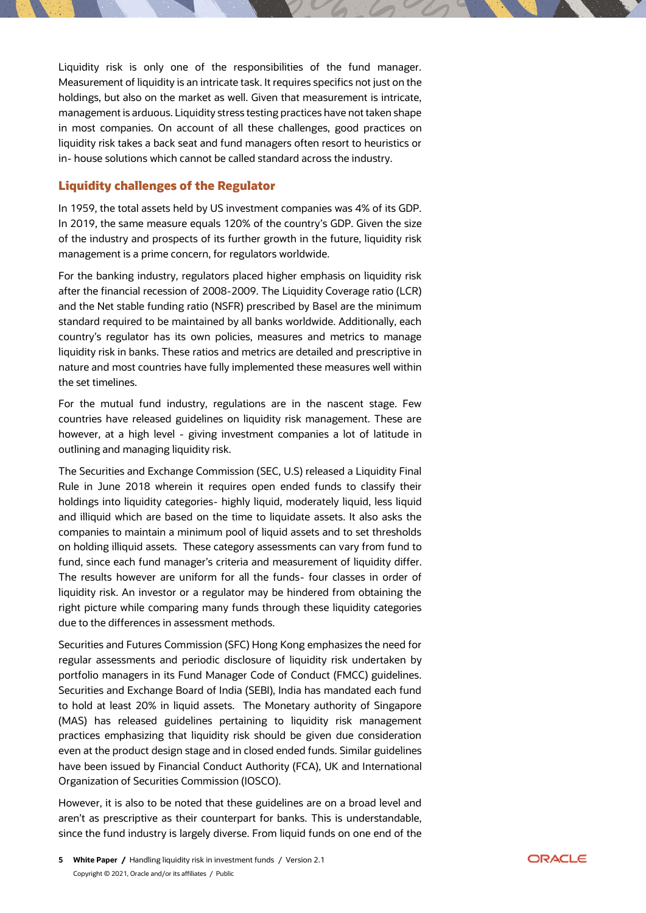Liquidity risk is only one of the responsibilities of the fund manager. Measurement of liquidity is an intricate task. It requires specifics not just on the holdings, but also on the market as well. Given that measurement is intricate, management is arduous. Liquidity stress testing practices have not taken shape in most companies. On account of all these challenges, good practices on liquidity risk takes a back seat and fund managers often resort to heuristics or in- house solutions which cannot be called standard across the industry.

## Liquidity challenges of the Regulator

In 1959, the total assets held by US investment companies was 4% of its GDP. In 2019, the same measure equals 120% of the country's GDP. Given the size of the industry and prospects of its further growth in the future, liquidity risk management is a prime concern, for regulators worldwide.

For the banking industry, regulators placed higher emphasis on liquidity risk after the financial recession of 2008-2009. The Liquidity Coverage ratio (LCR) and the Net stable funding ratio (NSFR) prescribed by Basel are the minimum standard required to be maintained by all banks worldwide. Additionally, each country's regulator has its own policies, measures and metrics to manage liquidity risk in banks. These ratios and metrics are detailed and prescriptive in nature and most countries have fully implemented these measures well within the set timelines.

For the mutual fund industry, regulations are in the nascent stage. Few countries have released guidelines on liquidity risk management. These are however, at a high level - giving investment companies a lot of latitude in outlining and managing liquidity risk.

The Securities and Exchange Commission (SEC, U.S) released a Liquidity Final Rule in June 2018 wherein it requires open ended funds to classify their holdings into liquidity categories- highly liquid, moderately liquid, less liquid and illiquid which are based on the time to liquidate assets. It also asks the companies to maintain a minimum pool of liquid assets and to set thresholds on holding illiquid assets. These category assessments can vary from fund to fund, since each fund manager's criteria and measurement of liquidity differ. The results however are uniform for all the funds- four classes in order of liquidity risk. An investor or a regulator may be hindered from obtaining the right picture while comparing many funds through these liquidity categories due to the differences in assessment methods.

Securities and Futures Commission (SFC) Hong Kong emphasizes the need for regular assessments and periodic disclosure of liquidity risk undertaken by portfolio managers in its Fund Manager Code of Conduct (FMCC) guidelines. Securities and Exchange Board of India (SEBI), India has mandated each fund to hold at least 20% in liquid assets. The Monetary authority of Singapore (MAS) has released guidelines pertaining to liquidity risk management practices emphasizing that liquidity risk should be given due consideration even at the product design stage and in closed ended funds. Similar guidelines have been issued by Financial Conduct Authority (FCA), UK and International Organization of Securities Commission (IOSCO).

However, it is also to be noted that these guidelines are on a broad level and aren't as prescriptive as their counterpart for banks. This is understandable, since the fund industry is largely diverse. From liquid funds on one end of the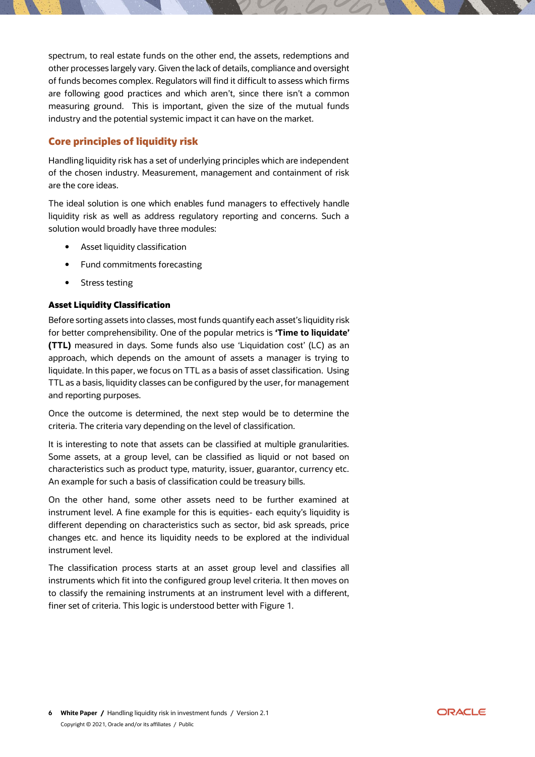spectrum, to real estate funds on the other end, the assets, redemptions and other processes largely vary. Given the lack of details, compliance and oversight of funds becomes complex. Regulators will find it difficult to assess which firms are following good practices and which aren't, since there isn't a common measuring ground. This is important, given the size of the mutual funds industry and the potential systemic impact it can have on the market.

## Core principles of liquidity risk

Handling liquidity risk has a set of underlying principles which are independent of the chosen industry. Measurement, management and containment of risk are the core ideas.

The ideal solution is one which enables fund managers to effectively handle liquidity risk as well as address regulatory reporting and concerns. Such a solution would broadly have three modules:

- Asset liquidity classification
- Fund commitments forecasting
- Stress testing

### Asset Liquidity Classification

Before sorting assets into classes, most funds quantify each asset's liquidity risk for better comprehensibility. One of the popular metrics is **'Time to liquidate' (TTL)** measured in days. Some funds also use 'Liquidation cost' (LC) as an approach, which depends on the amount of assets a manager is trying to liquidate. In this paper, we focus on TTL as a basis of asset classification. Using TTL as a basis, liquidity classes can be configured by the user, for management and reporting purposes.

Once the outcome is determined, the next step would be to determine the criteria. The criteria vary depending on the level of classification.

It is interesting to note that assets can be classified at multiple granularities. Some assets, at a group level, can be classified as liquid or not based on characteristics such as product type, maturity, issuer, guarantor, currency etc. An example for such a basis of classification could be treasury bills.

On the other hand, some other assets need to be further examined at instrument level. A fine example for this is equities- each equity's liquidity is different depending on characteristics such as sector, bid ask spreads, price changes etc. and hence its liquidity needs to be explored at the individual instrument level.

The classification process starts at an asset group level and classifies all instruments which fit into the configured group level criteria. It then moves on to classify the remaining instruments at an instrument level with a different, finer set of criteria. This logic is understood better with Figure 1.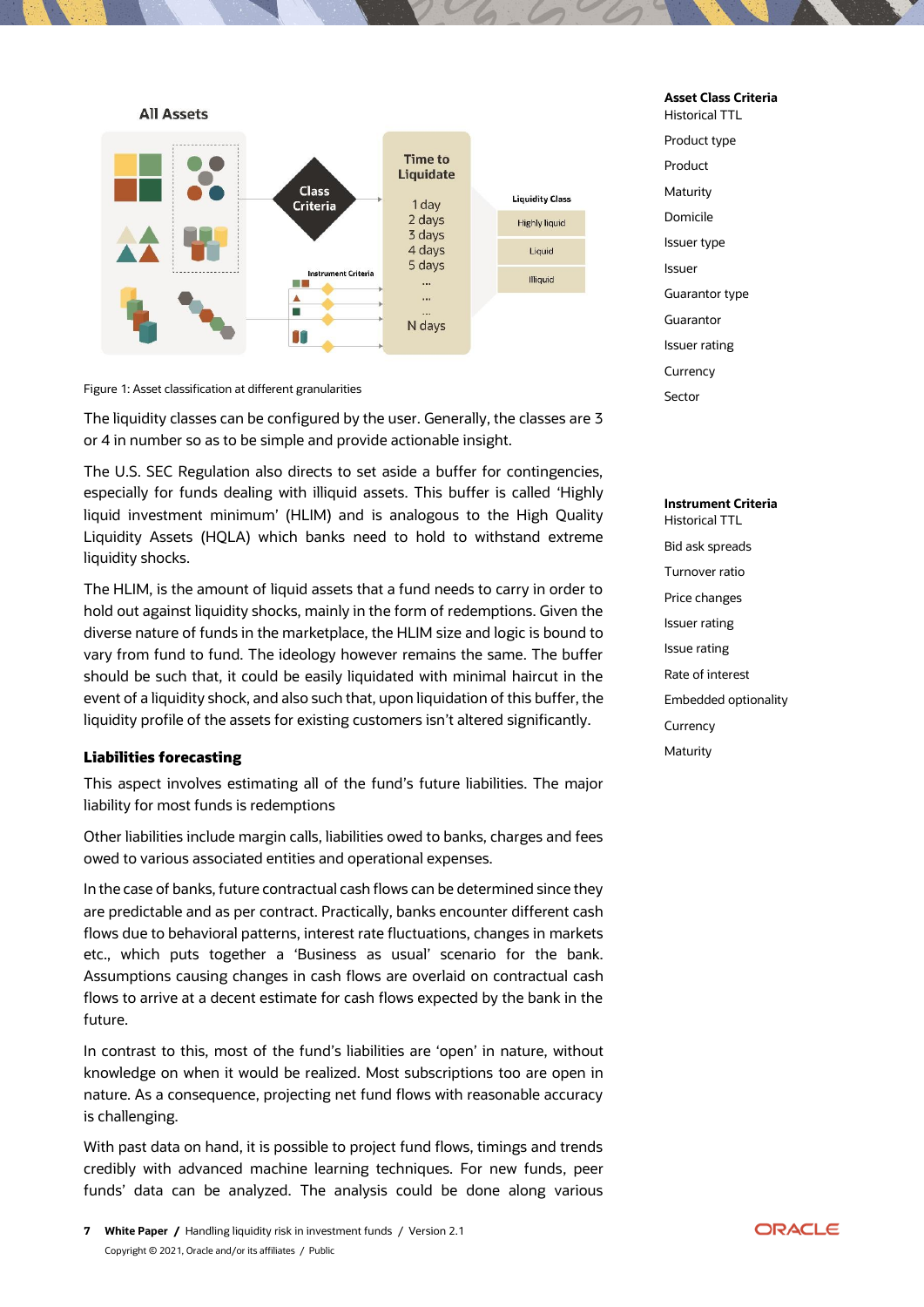Figure 1: Asset classification at different granularities

The liquidity classes can be configured by the user. Generally, the classes are 3 or 4 in number so as to be simple and provide actionable insight.

The U.S. SEC Regulation also directs to set aside a buffer for contingencies, especially for funds dealing with illiquid assets. This buffer is called 'Highly liquid investment minimum' (HLIM) and is analogous to the High Quality Liquidity Assets (HQLA) which banks need to hold to withstand extreme liquidity shocks.

The HLIM, is the amount of liquid assets that a fund needs to carry in order to hold out against liquidity shocks, mainly in the form of redemptions. Given the diverse nature of funds in the marketplace, the HLIM size and logic is bound to vary from fund to fund. The ideology however remains the same. The buffer should be such that, it could be easily liquidated with minimal haircut in the event of a liquidity shock, and also such that, upon liquidation of this buffer, the liquidity profile of the assets for existing customers isn't altered significantly.

**Asset Class Criteria**
Historical TTL
Product type
Product
Maturity
Domicile
Issuer type
Issuer
Guarantor type
Guarantor
Issuer rating
Currency
Sector

**Instrument Criteria**
Historical TTL
Bid ask spreads
Turnover ratio
Price changes
Issuer rating
Issue rating
Rate of interest
Embedded optionality
Currency
Maturity

### Liabilities forecasting

This aspect involves estimating all of the fund's future liabilities. The major liability for most funds is redemptions

Other liabilities include margin calls, liabilities owed to banks, charges and fees owed to various associated entities and operational expenses.

In the case of banks, future contractual cash flows can be determined since they are predictable and as per contract. Practically, banks encounter different cash flows due to behavioral patterns, interest rate fluctuations, changes in markets etc., which puts together a 'Business as usual' scenario for the bank. Assumptions causing changes in cash flows are overlaid on contractual cash flows to arrive at a decent estimate for cash flows expected by the bank in the future.

In contrast to this, most of the fund's liabilities are 'open' in nature, without knowledge on when it would be realized. Most subscriptions too are open in nature. As a consequence, projecting net fund flows with reasonable accuracy is challenging.

With past data on hand, it is possible to project fund flows, timings and trends credibly with advanced machine learning techniques. For new funds, peer funds' data can be analyzed. The analysis could be done along various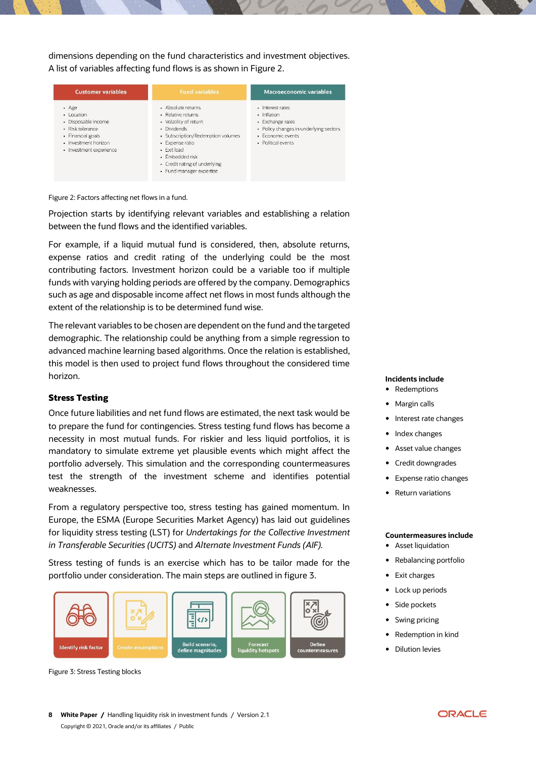dimensions depending on the fund characteristics and investment objectives. A list of variables affecting fund flows is as shown in Figure 2.

| Customer variables | Fund variables | Macroeconomic variables |
| --- | --- | --- |
| • Age<br>• Location<br>• Disposable income<br>• Risk tolerance<br>• Financial goals<br>• Investment horizon<br>• Investment experience | • Absolute returns<br>• Relative returns<br>• Volatility of return<br>• Dividends<br>• Subscription/Redemption volumes<br>• Expense ratio<br>• Exit load<br>• Embedded risk<br>• Credit rating of underlying<br>• Fund manager expertise | • Interest rates<br>• Inflation<br>• Exchange rates<br>• Policy changes in underlying sectors<br>• Economic events<br>• Political events |

Figure 2: Factors affecting net flows in a fund.

Projection starts by identifying relevant variables and establishing a relation between the fund flows and the identified variables.

For example, if a liquid mutual fund is considered, then, absolute returns, expense ratios and credit rating of the underlying could be the most contributing factors. Investment horizon could be a variable too if multiple funds with varying holding periods are offered by the company. Demographics such as age and disposable income affect net flows in most funds although the extent of the relationship is to be determined fund wise.

The relevant variables to be chosen are dependent on the fund and the targeted demographic. The relationship could be anything from a simple regression to advanced machine learning based algorithms. Once the relation is established, this model is then used to project fund flows throughout the considered time horizon.

### Stress Testing

Once future liabilities and net fund flows are estimated, the next task would be to prepare the fund for contingencies. Stress testing fund flows has become a necessity in most mutual funds. For riskier and less liquid portfolios, it is mandatory to simulate extreme yet plausible events which might affect the portfolio adversely. This simulation and the corresponding countermeasures test the strength of the investment scheme and identifies potential weaknesses.

From a regulatory perspective too, stress testing has gained momentum. In Europe, the ESMA (Europe Securities Market Agency) has laid out guidelines for liquidity stress testing (LST) for *Undertakings for the Collective Investment in Transferable Securities (UCITS)* and *Alternate Investment Funds (AIF).*

Stress testing of funds is an exercise which has to be tailor made for the portfolio under consideration. The main steps are outlined in figure 3.

Identify risk factor → Create assumptions → Build scenario, define magnitudes → Forecast liquidity hotspots → Define countermeasures

Figure 3: Stress Testing blocks

**Incidents include**

- Redemptions
- Margin calls
- Interest rate changes
- Index changes
- Asset value changes
- Credit downgrades
- Expense ratio changes
- Return variations

**Countermeasures include**

- Asset liquidation
- Rebalancing portfolio
- Exit charges
- Lock up periods
- Side pockets
- Swing pricing
- Redemption in kind
- Dilution levies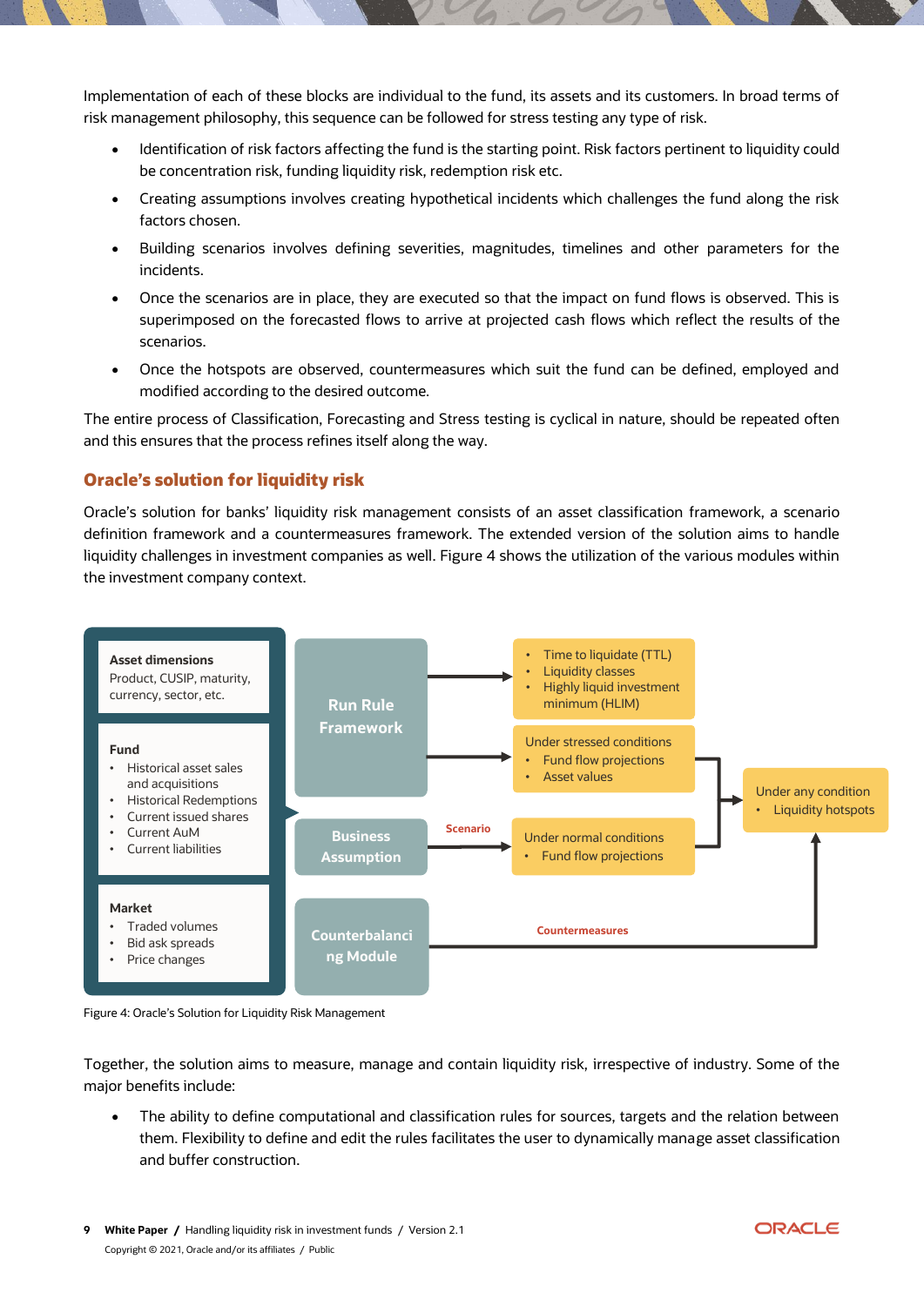Implementation of each of these blocks are individual to the fund, its assets and its customers. In broad terms of risk management philosophy, this sequence can be followed for stress testing any type of risk.

- Identification of risk factors affecting the fund is the starting point. Risk factors pertinent to liquidity could be concentration risk, funding liquidity risk, redemption risk etc.
- Creating assumptions involves creating hypothetical incidents which challenges the fund along the risk factors chosen.
- Building scenarios involves defining severities, magnitudes, timelines and other parameters for the incidents.
- Once the scenarios are in place, they are executed so that the impact on fund flows is observed. This is superimposed on the forecasted flows to arrive at projected cash flows which reflect the results of the scenarios.
- Once the hotspots are observed, countermeasures which suit the fund can be defined, employed and modified according to the desired outcome.

The entire process of Classification, Forecasting and Stress testing is cyclical in nature, should be repeated often and this ensures that the process refines itself along the way.

## Oracle's solution for liquidity risk

Oracle's solution for banks' liquidity risk management consists of an asset classification framework, a scenario definition framework and a countermeasures framework. The extended version of the solution aims to handle liquidity challenges in investment companies as well. Figure 4 shows the utilization of the various modules within the investment company context.

**Asset dimensions**
Product, CUSIP, maturity, currency, sector, etc.

**Fund**
- Historical asset sales and acquisitions
- Historical Redemptions
- Current issued shares
- Current AuM
- Current liabilities

**Market**
- Traded volumes
- Bid ask spreads
- Price changes

**Run Rule Framework**
- Time to liquidate (TTL)
- Liquidity classes
- Highly liquid investment minimum (HLIM)

Under stressed conditions
- Fund flow projections
- Asset values

**Business Assumption** — Scenario →
Under normal conditions
- Fund flow projections

Under any condition
- Liquidity hotspots

**Counterbalancing Module** — Countermeasures

Figure 4: Oracle's Solution for Liquidity Risk Management

Together, the solution aims to measure, manage and contain liquidity risk, irrespective of industry. Some of the major benefits include:

- The ability to define computational and classification rules for sources, targets and the relation between them. Flexibility to define and edit the rules facilitates the user to dynamically manage asset classification and buffer construction.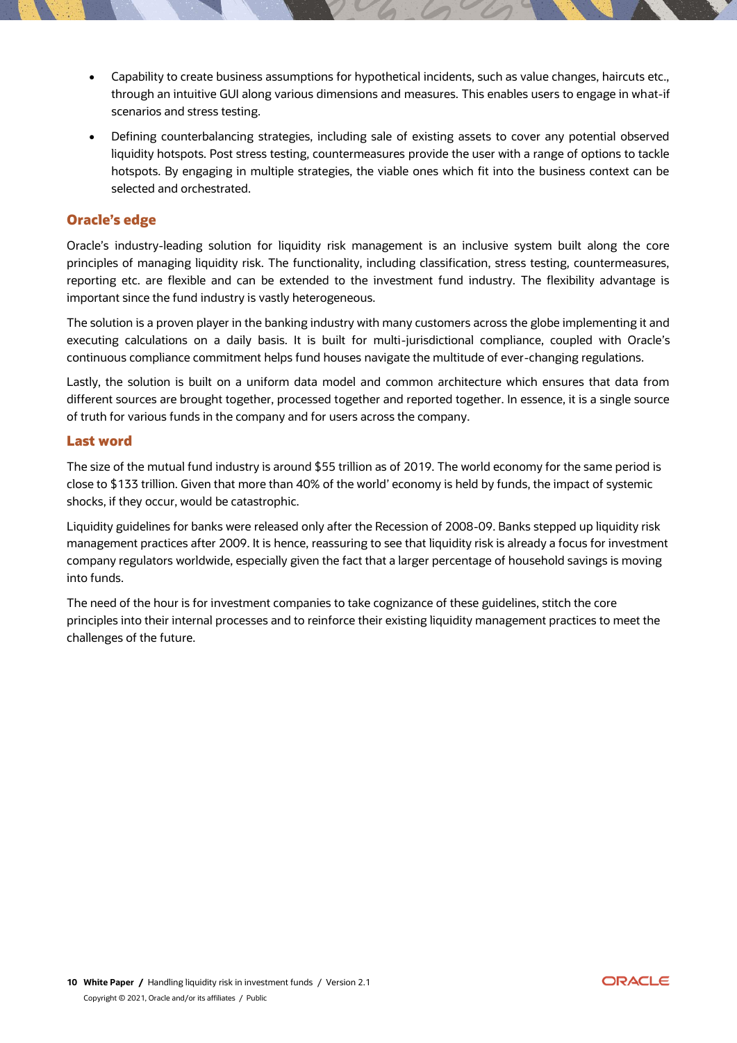- Capability to create business assumptions for hypothetical incidents, such as value changes, haircuts etc., through an intuitive GUI along various dimensions and measures. This enables users to engage in what-if scenarios and stress testing.
- Defining counterbalancing strategies, including sale of existing assets to cover any potential observed liquidity hotspots. Post stress testing, countermeasures provide the user with a range of options to tackle hotspots. By engaging in multiple strategies, the viable ones which fit into the business context can be selected and orchestrated.

## Oracle's edge

Oracle's industry-leading solution for liquidity risk management is an inclusive system built along the core principles of managing liquidity risk. The functionality, including classification, stress testing, countermeasures, reporting etc. are flexible and can be extended to the investment fund industry. The flexibility advantage is important since the fund industry is vastly heterogeneous.

The solution is a proven player in the banking industry with many customers across the globe implementing it and executing calculations on a daily basis. It is built for multi-jurisdictional compliance, coupled with Oracle's continuous compliance commitment helps fund houses navigate the multitude of ever-changing regulations.

Lastly, the solution is built on a uniform data model and common architecture which ensures that data from different sources are brought together, processed together and reported together. In essence, it is a single source of truth for various funds in the company and for users across the company.

## Last word

The size of the mutual fund industry is around $55 trillion as of 2019. The world economy for the same period is close to $133 trillion. Given that more than 40% of the world' economy is held by funds, the impact of systemic shocks, if they occur, would be catastrophic.

Liquidity guidelines for banks were released only after the Recession of 2008-09. Banks stepped up liquidity risk management practices after 2009. It is hence, reassuring to see that liquidity risk is already a focus for investment company regulators worldwide, especially given the fact that a larger percentage of household savings is moving into funds.

The need of the hour is for investment companies to take cognizance of these guidelines, stitch the core principles into their internal processes and to reinforce their existing liquidity management practices to meet the challenges of the future.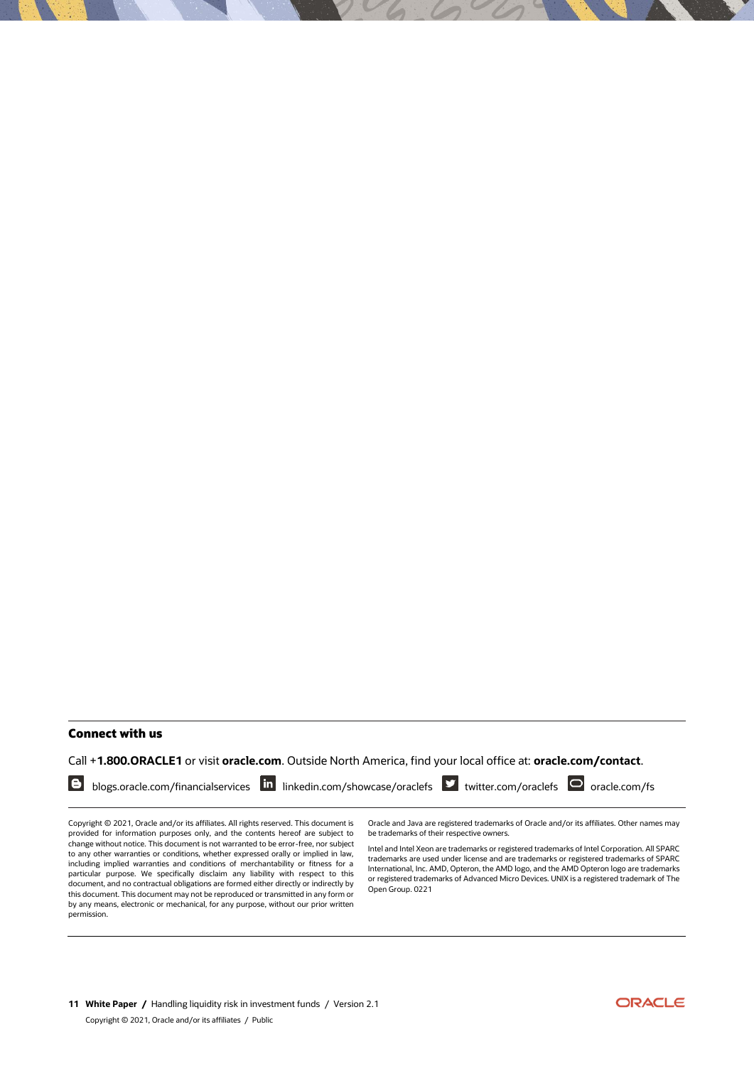## Connect with us

Call +**1.800.ORACLE1** or visit **oracle.com**. Outside North America, find your local office at: **oracle.com/contact**.

blogs.oracle.com/financialservices    linkedin.com/showcase/oraclefs    twitter.com/oraclefs    oracle.com/fs

Copyright © 2021, Oracle and/or its affiliates. All rights reserved. This document is provided for information purposes only, and the contents hereof are subject to change without notice. This document is not warranted to be error-free, nor subject to any other warranties or conditions, whether expressed orally or implied in law, including implied warranties and conditions of merchantability or fitness for a particular purpose. We specifically disclaim any liability with respect to this document, and no contractual obligations are formed either directly or indirectly by this document. This document may not be reproduced or transmitted in any form or by any means, electronic or mechanical, for any purpose, without our prior written permission.

Oracle and Java are registered trademarks of Oracle and/or its affiliates. Other names may be trademarks of their respective owners.

Intel and Intel Xeon are trademarks or registered trademarks of Intel Corporation. All SPARC trademarks are used under license and are trademarks or registered trademarks of SPARC International, Inc. AMD, Opteron, the AMD logo, and the AMD Opteron logo are trademarks or registered trademarks of Advanced Micro Devices. UNIX is a registered trademark of The Open Group. 0221